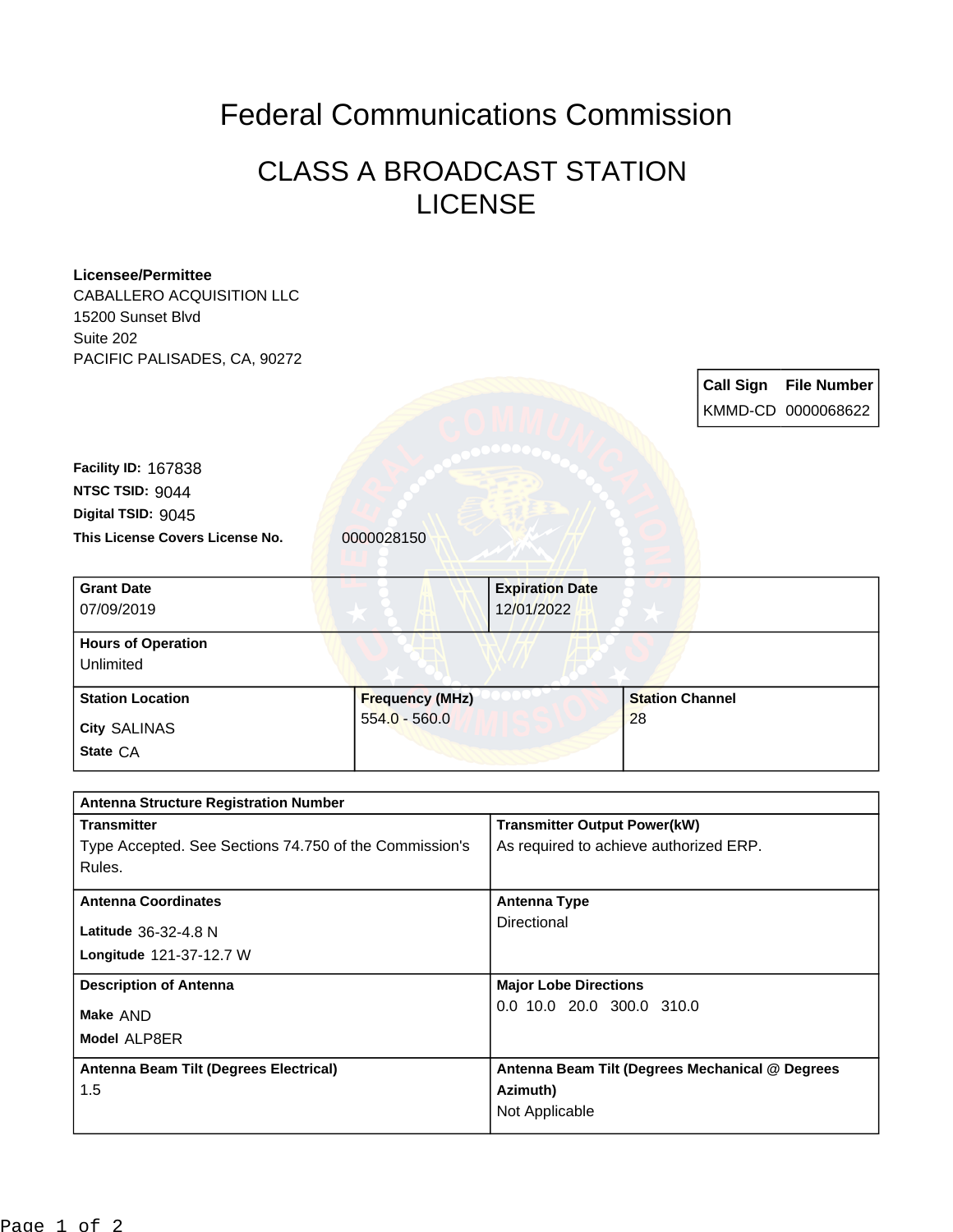# Federal Communications Commission

## CLASS A BROADCAST STATION LICENSE

**Licensee/Permittee**
CABALLERO ACQUISITION LLC
15200 Sunset Blvd
Suite 202
PACIFIC PALISADES, CA, 90272

| Call Sign | File Number |
| --- | --- |
| KMMD-CD | 0000068622 |

**Facility ID:** 167838
**NTSC TSID:** 9044
**Digital TSID:** 9045
**This License Covers License No.** 0000028150

| Grant Date | Expiration Date |
| --- | --- |
| 07/09/2019 | 12/01/2022 |

**Hours of Operation**
Unlimited

| Station Location | Frequency (MHz) | Station Channel |
| --- | --- | --- |
| City SALINAS<br>State CA | 554.0 - 560.0 | 28 |

**Antenna Structure Registration Number**

| Transmitter | Transmitter Output Power(kW) |
| --- | --- |
| Type Accepted. See Sections 74.750 of the Commission's Rules. | As required to achieve authorized ERP. |

| Antenna Coordinates | Antenna Type |
| --- | --- |
| Latitude 36-32-4.8 N<br>Longitude 121-37-12.7 W | Directional |

| Description of Antenna | Major Lobe Directions |
| --- | --- |
| Make AND<br>Model ALP8ER | 0.0 10.0 20.0 300.0 310.0 |

| Antenna Beam Tilt (Degrees Electrical) | Antenna Beam Tilt (Degrees Mechanical @ Degrees Azimuth) |
| --- | --- |
| 1.5 | Not Applicable |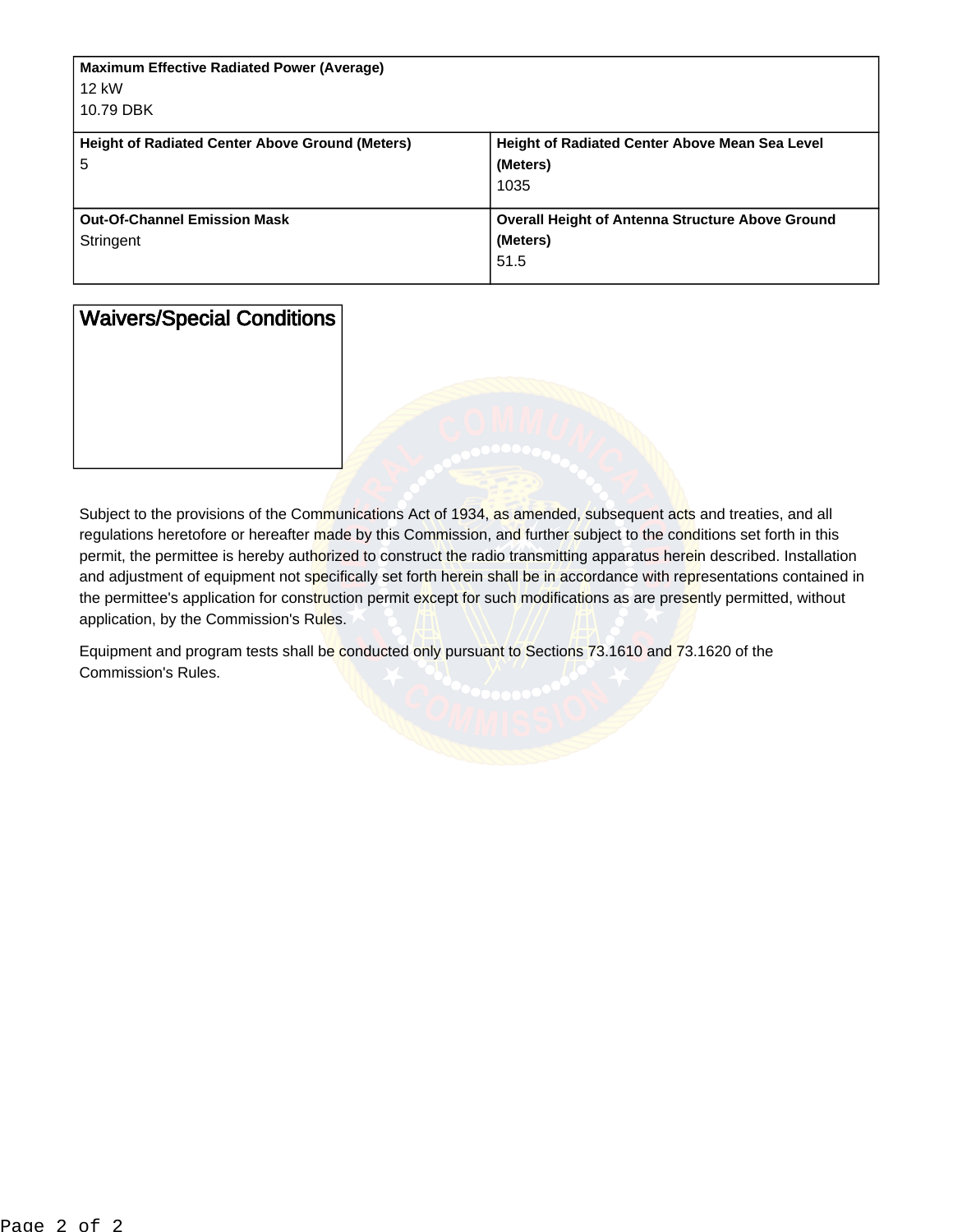| | |
|---|---|
| **Maximum Effective Radiated Power (Average)**<br>12 kW<br>10.79 DBK | |
| **Height of Radiated Center Above Ground (Meters)**<br>5 | **Height of Radiated Center Above Mean Sea Level (Meters)**<br>1035 |
| **Out-Of-Channel Emission Mask**<br>Stringent | **Overall Height of Antenna Structure Above Ground (Meters)**<br>51.5 |

## Waivers/Special Conditions

Subject to the provisions of the Communications Act of 1934, as amended, subsequent acts and treaties, and all regulations heretofore or hereafter made by this Commission, and further subject to the conditions set forth in this permit, the permittee is hereby authorized to construct the radio transmitting apparatus herein described. Installation and adjustment of equipment not specifically set forth herein shall be in accordance with representations contained in the permittee's application for construction permit except for such modifications as are presently permitted, without application, by the Commission's Rules.

Equipment and program tests shall be conducted only pursuant to Sections 73.1610 and 73.1620 of the Commission's Rules.